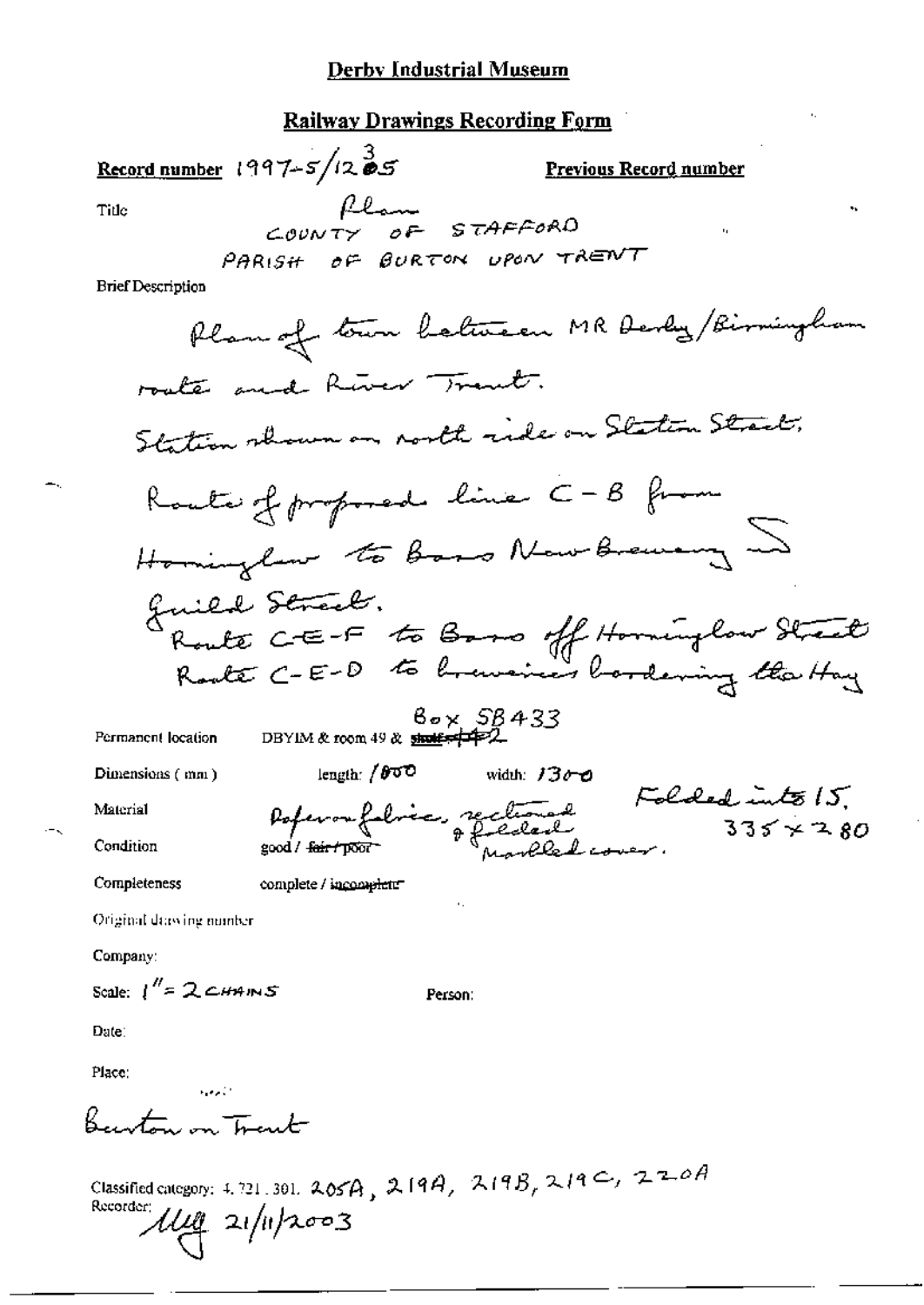**Derby Industrial Museum**

**Railway Drawings Recording Form**

**Record number** 1997-5/1235

**Previous Record number**

Title: Plan
COUNTY OF STAFFORD
PARISH OF BURTON UPON TRENT

Brief Description:

Plan of town between MR Derby/Birmingham route and River Trent.
Station shown on north side on Station Street.
Route of proposed line C-B from Horninglow to Bass New Brewery in Guild Street.
Route C-E-F to Bass off Horninglow Street
Route C-E-D to breweries bordering the Hay

Permanent location: DBYIM & room 49 & ~~shelf~~ Box SB433

Dimensions (mm): length: 1800 width: 1300

Material: Paper on fabric, sectioned & folded. Folded into 15, 335 × 280

Condition: good / ~~fair / poor~~ Marbled cover.

Completeness: complete / ~~incomplete~~

Original drawing number:

Company:

Scale: 1" = 2 CHAINS

Person:

Date:

Place:

Burton on Trent

Classified category: 4.721.301. 205A, 219A, 219B, 219C, 220A

Recorder: MG 21/11/2003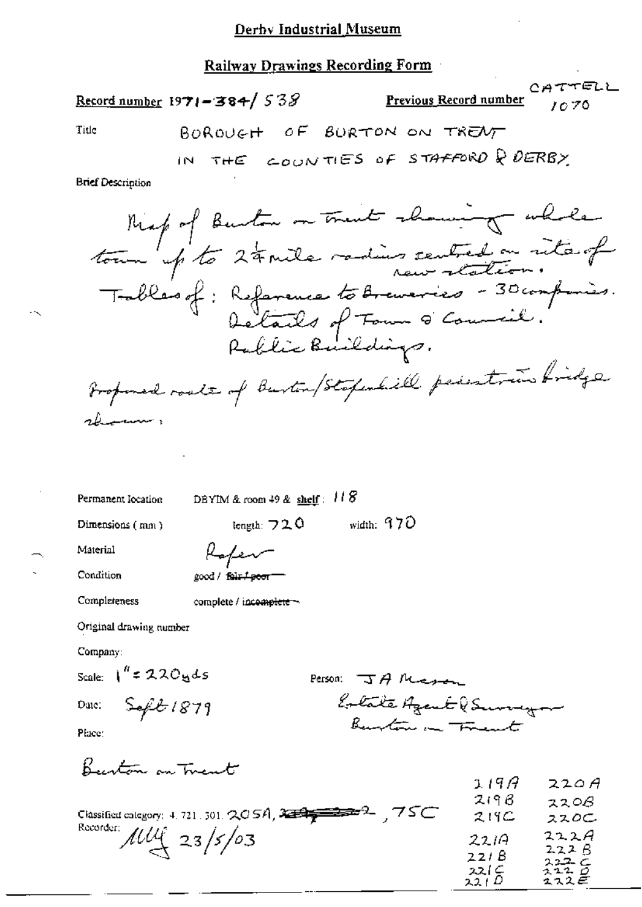Derby Industrial Museum

## Railway Drawings Recording Form

Record number 1971-384/538

Previous Record number CATTELL 1070

Title BOROUGH OF BURTON ON TRENT IN THE COUNTIES OF STAFFORD & DERBY

Brief Description

Map of Burton on Trent showing whole town up to 2¼ mile radius centred on site of new station.
Tables of: Reference to Breweries - 30 companies.
Details of Town & Council.
Public Buildings.
Proposed route of Burton/Stapenhill pedestrian bridge shown.

Permanent location DBYIM & room 49 & shelf: 118

Dimensions (mm) length: 720 width: 970

Material Paper

Condition good / ~~fair / poor~~

Completeness complete / ~~incomplete~~

Original drawing number

Company:

Scale: 1" = 220yds

Person: J A Mason
Estate Agent & Surveyor
Burton on Trent

Date: Sept 1879

Place:

Burton on Trent

Classified category: 4. 721. 301. 205A, ~~...~~, 75C

Recorder: MUG 23/5/03

219A 220A
219B 220B
219C 220C
221A 222A
221B 222B
221C 222C
221D 222D
222E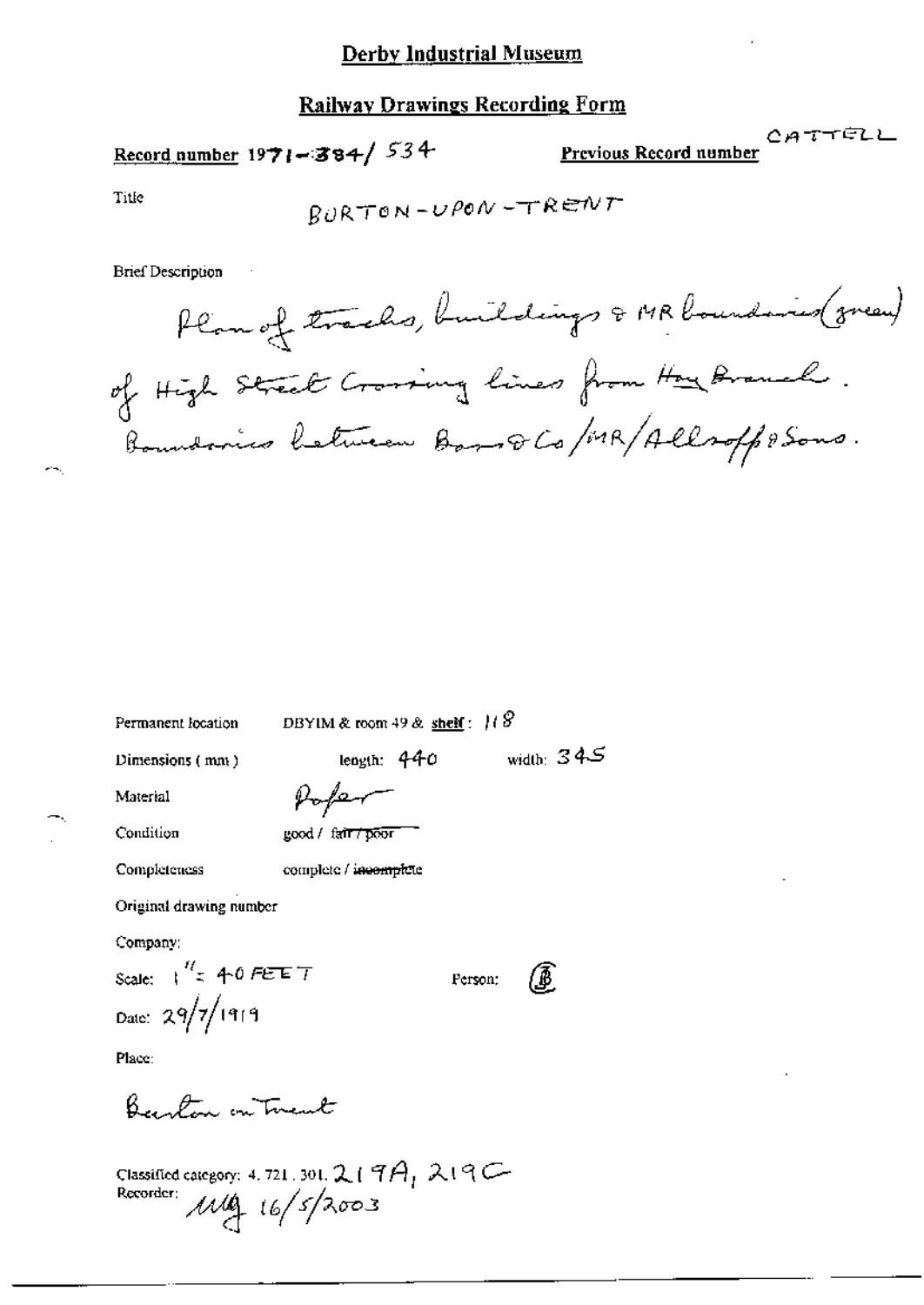# Derby Industrial Museum

## Railway Drawings Recording Form

Record number 1971-384/534

Previous Record number CATTELL

Title

BURTON-UPON-TRENT

Brief Description

Plan of tracks, buildings & MR boundaries (green) of High Street Crossing lines from Hay Branch. Boundaries between Bass & Co/MR/Allsopp & Sons.

Permanent location: DBYIM & room 49 & shelf: 118

Dimensions (mm): length: 440 width: 345

Material: Paper

Condition: good / ~~fair / poor~~

Completeness: complete / ~~incomplete~~

Original drawing number

Company:

Scale: 1" = 40 FEET

Person:

Date: 29/7/1919

Place:

Burton on Trent

Classified category: 4.721.301. 219A, 219C

Recorder: MG 16/5/2003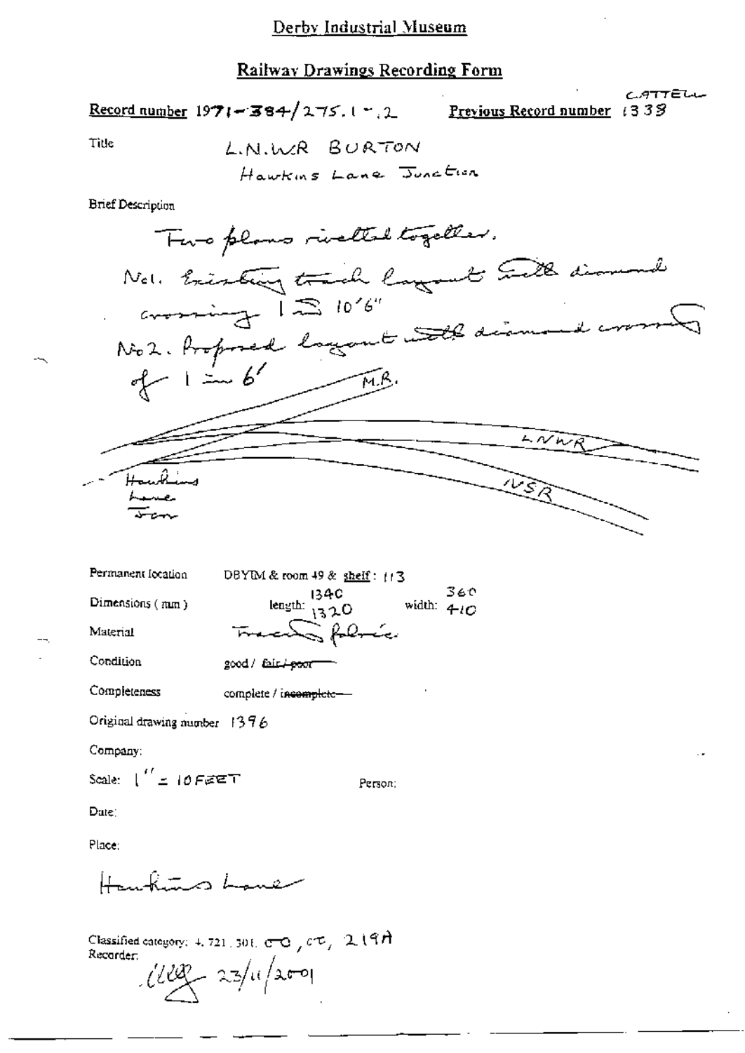Derby Industrial Museum

## Railway Drawings Recording Form

**Record number** 1971-384/275.1-.2 **Previous Record number** CATTELL 1338

Title L.N.W.R BURTON
Hawkins Lane Junction

Brief Description

Two plans rivetted together.
No1. Existing track layout with diamond crossing 1 in 10'6"
No2. Proposed layout with diamond crossing of 1 in 6'

M.R.

LNWR

NSR

Hawkins Lane Jcn

Permanent location DBYIM & room 49 & shelf: 113

Dimensions (mm) length: 1340 1320 width: 360 410

Material Tracing fabric

Condition good / ~~fair / poor~~

Completeness complete / ~~incomplete~~

Original drawing number 1396

Company:

Scale: 1" = 10 FEET Person:

Date:

Place:

Hawkins Lane

Classified category: 4.721.301. CO, CT, 219A

Recorder: 23/11/2001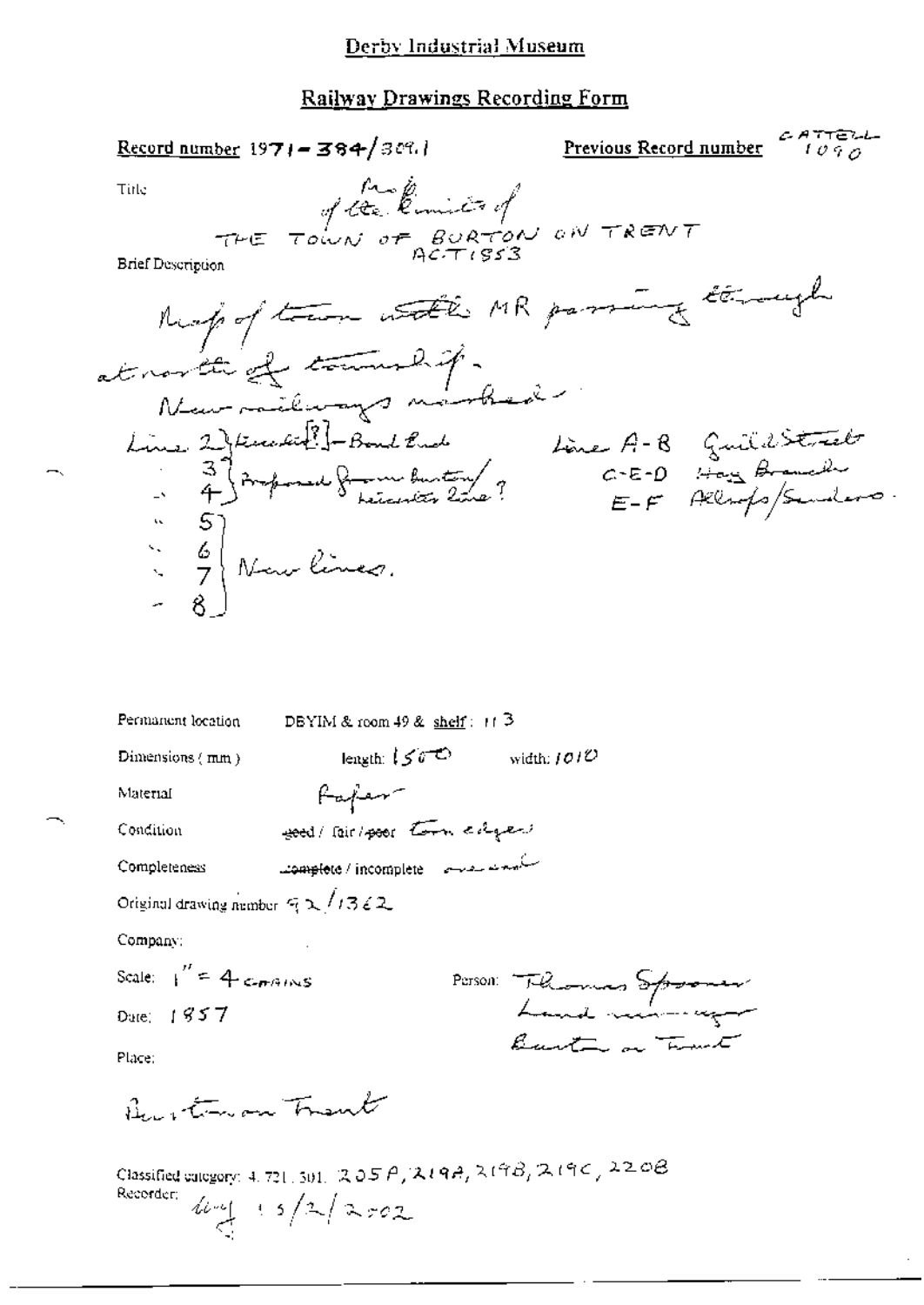Derby Industrial Museum

## Railway Drawings Recording Form

**Record number** 1971-384/309.1 **Previous Record number** CATTELL 1090

Title
Map of the limits of
THE TOWN OF BURTON ON TRENT
ACT 1853

Brief Description

Map of town with MR passing through
at north of township.
New railways marked -

Line 2} Knowles[?] - Bond End
3} Proposed from Burton/
4} Leicester line ?
5
6
7 } New lines.
8

Line A-B Guild Street
C-E-D Hay Branch
E-F Allsops/Sanders.

Permanent location DBYIM & room 49 & shelf: 113

Dimensions (mm) length: 1500 width: 1010

Material Paper

Condition ~~good~~ / fair / ~~poor~~ Torn edges

Completeness ~~complete~~ / incomplete one end

Original drawing number 92/1362

Company:

Scale: 1" = 4 chains

Person: Thomas Spooner
Land surveyor
Burton on Trent

Date: 1857

Place:

Burton on Trent

Classified category: 4. 721. 301. 205P, 219A, 219B, 219C, 220B

Recorder: 15/2/2002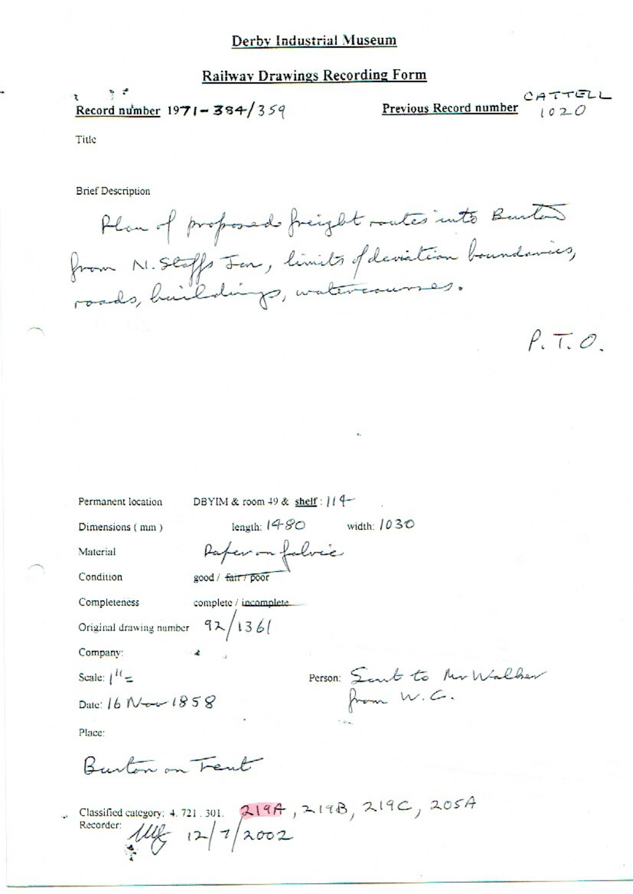# Derby Industrial Museum

## Railway Drawings Recording Form

Record number 1971-384/359

Previous Record number CATTELL 1020

Title

Brief Description

Plan of proposed freight routes into Burton from N. Staffs Jcn, limits of deviation boundaries, roads, buildings, watercourses.

P.T.O.

Permanent location DBYIM & room 49 & shelf: 114

Dimensions (mm) length: 1480 width: 1030

Material Paper on fabric

Condition good / ~~fair / poor~~

Completeness complete / incomplete

Original drawing number 92/1361

Company:

Scale: 1" =

Person: Sent to Mr Walker from W. C.

Date: 16 Nov 1858

Place:

Burton on Trent

Classified category: 4. 721. 301. 219A, 219B, 219C, 205A

Recorder: 12/7/2002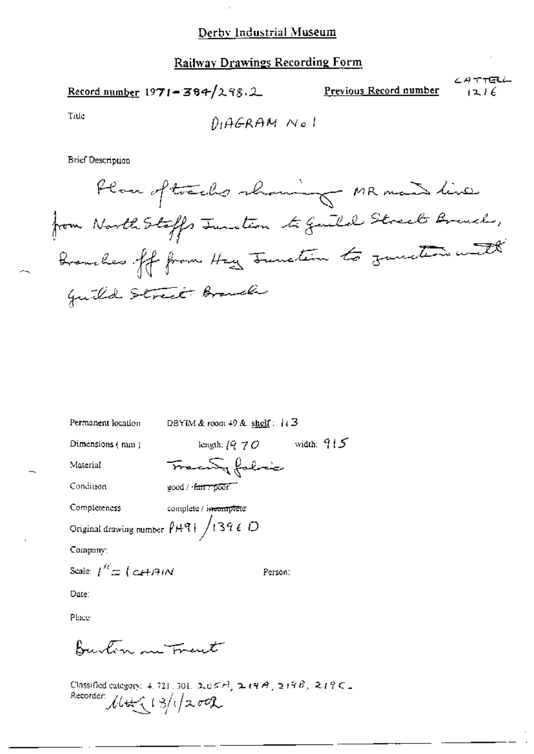Derby Industrial Museum

## Railway Drawings Recording Form

Record number 1971-384/298.2

Previous Record number CATTELL 1216

Title DIAGRAM No 1

Brief Description

Plan of tracks showing MR main line from North Staffs Junction to Guild Street Branch, Branches off from Hay Junction to junction with Guild Street Branch

Permanent location DBYIM & room 49 & shelf: 113

Dimensions (mm) length: 1970 width: 915

Material Tracing fabric

Condition good / ~~fair / poor~~

Completeness complete / ~~incomplete~~

Original drawing number PH91/1396 D

Company:

Scale: 1" = 1 CHAIN

Person:

Date:

Place:

Burton on Trent

Classified category: 4.721.301. 205A, 219A, 219B, 219C.

Recorder: MH 13/1/2002